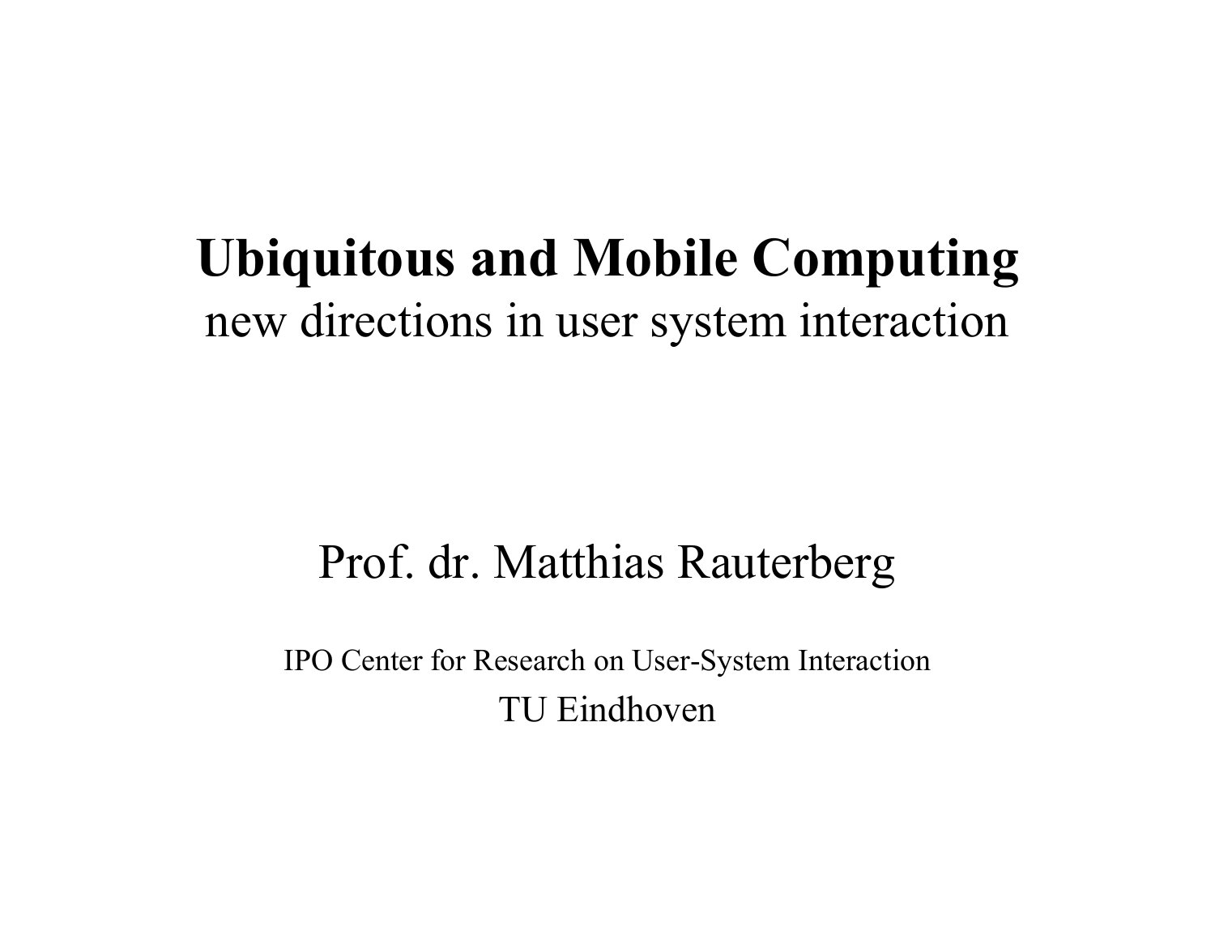# Ubiquitous and Mobile Computing

new directions in user system interaction

Prof. dr. Matthias Rauterberg

IPO Center for Research on User-System Interaction

TU Eindhoven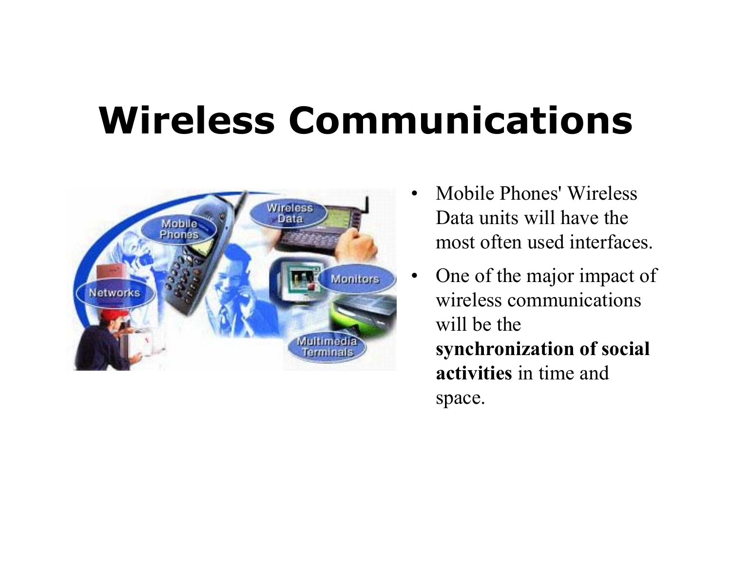# Wireless Communications

- Mobile Phones' Wireless Data units will have the most often used interfaces.
- One of the major impact of wireless communications will be the **synchronization of social activities** in time and space.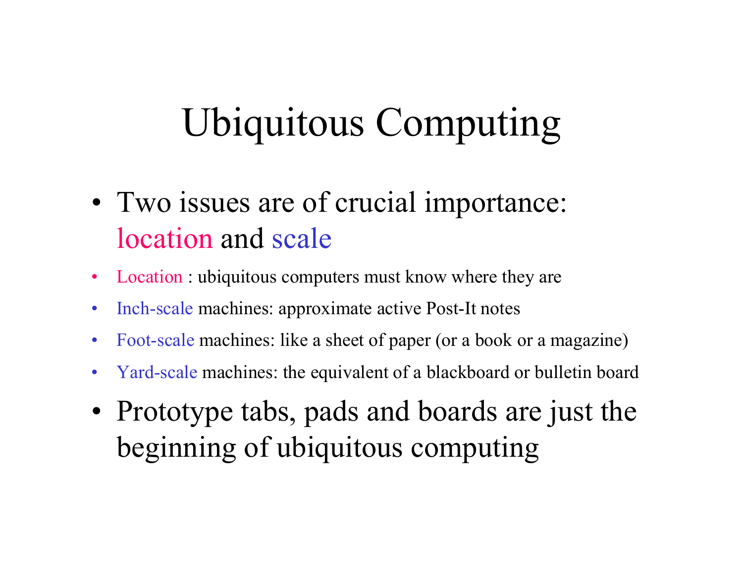# Ubiquitous Computing

- Two issues are of crucial importance: location and scale
- Location : ubiquitous computers must know where they are
- Inch-scale machines: approximate active Post-It notes
- Foot-scale machines: like a sheet of paper (or a book or a magazine)
- Yard-scale machines: the equivalent of a blackboard or bulletin board
- Prototype tabs, pads and boards are just the beginning of ubiquitous computing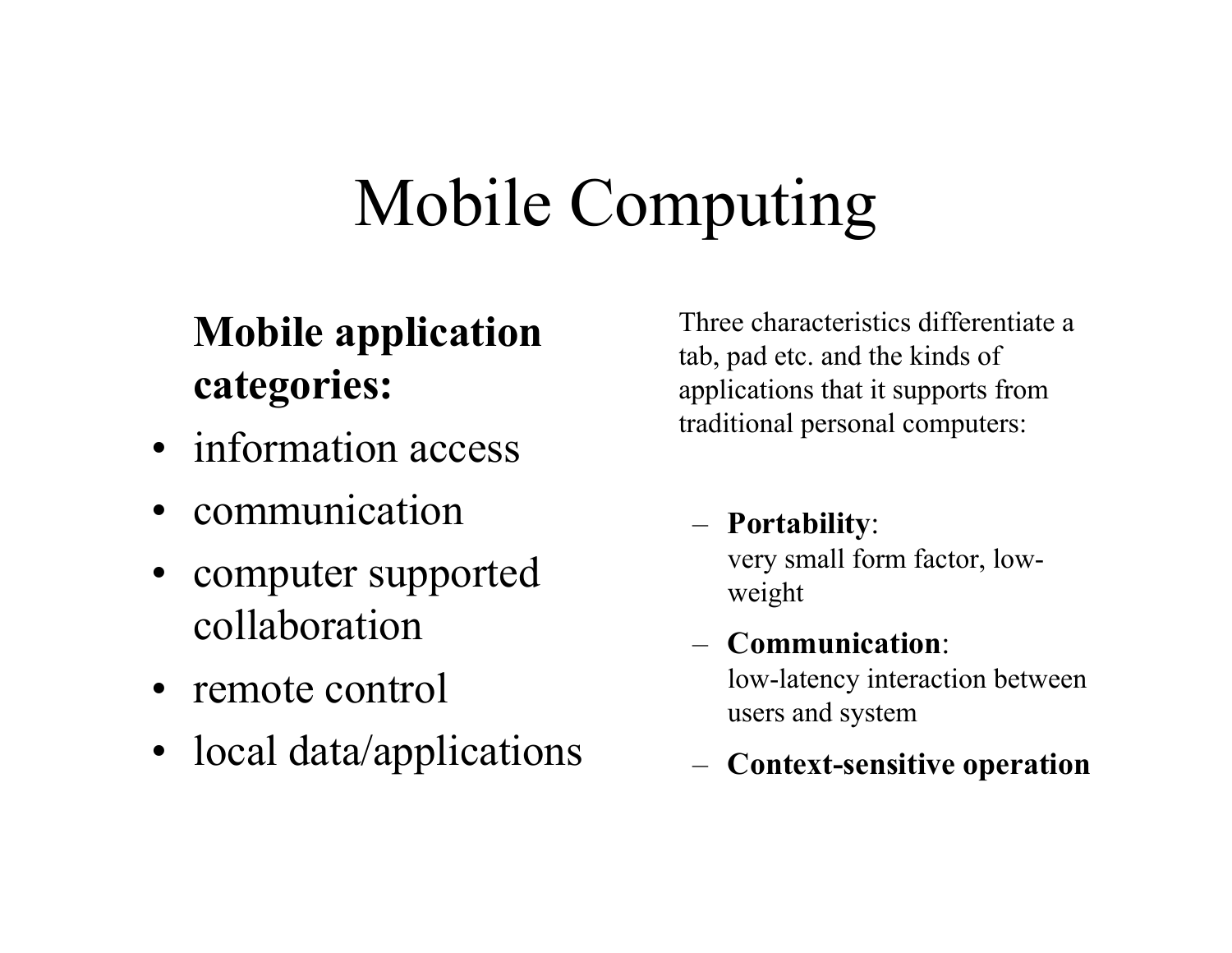# Mobile Computing

**Mobile application categories:**

- information access
- communication
- computer supported collaboration
- remote control
- local data/applications

Three characteristics differentiate a tab, pad etc. and the kinds of applications that it supports from traditional personal computers:

- **Portability**:
  very small form factor, low-weight
- **Communication**:
  low-latency interaction between users and system
- **Context-sensitive operation**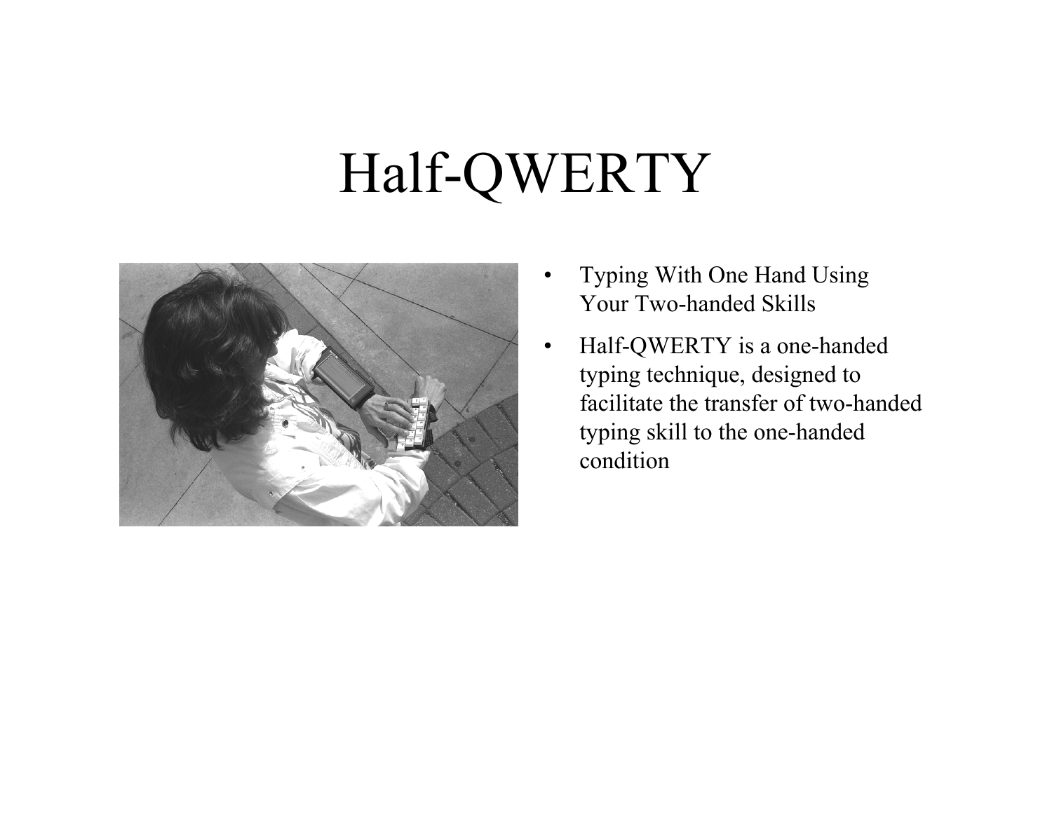# Half-QWERTY

- Typing With One Hand Using Your Two-handed Skills
- Half-QWERTY is a one-handed typing technique, designed to facilitate the transfer of two-handed typing skill to the one-handed condition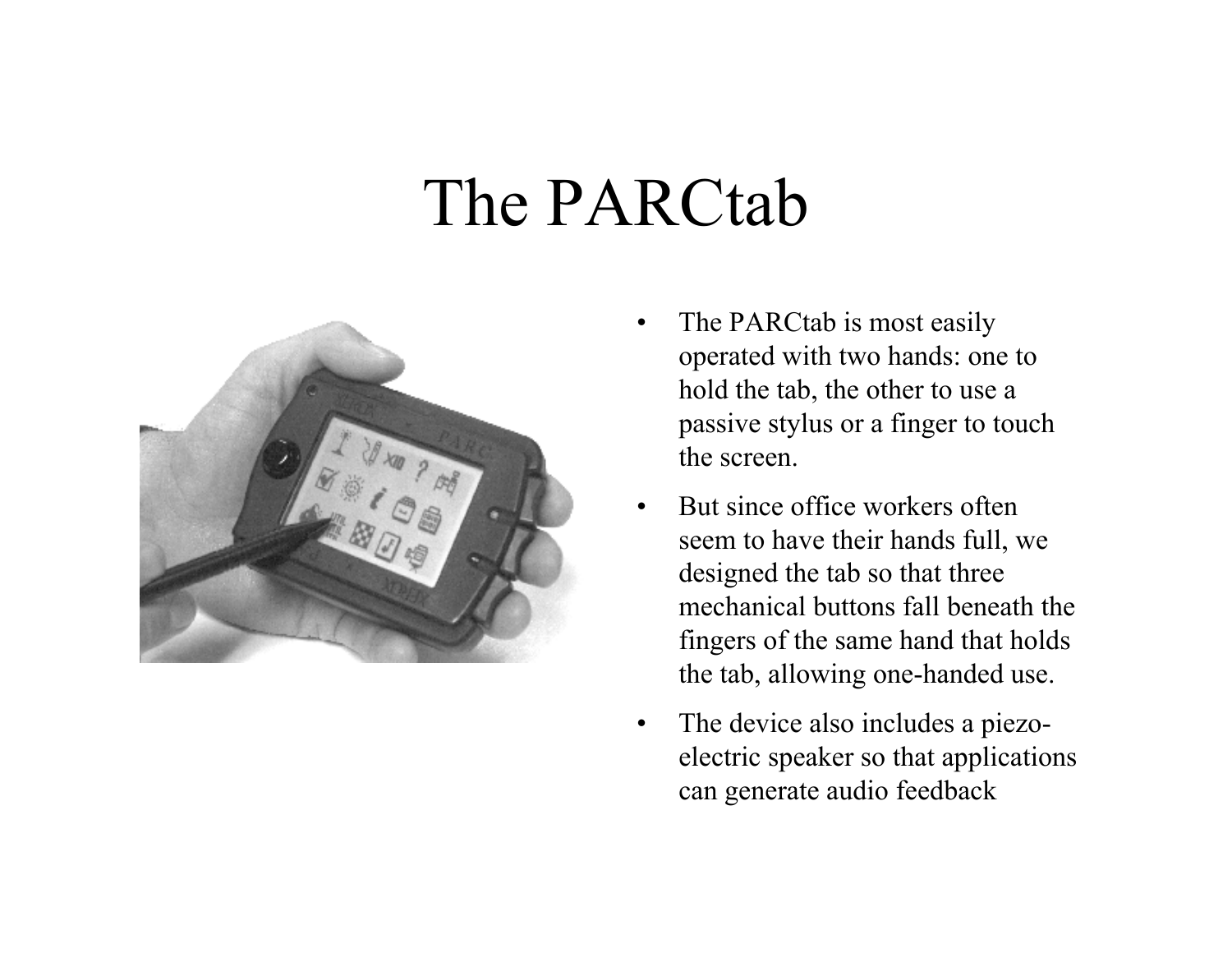# The PARCtab

- The PARCtab is most easily operated with two hands: one to hold the tab, the other to use a passive stylus or a finger to touch the screen.
- But since office workers often seem to have their hands full, we designed the tab so that three mechanical buttons fall beneath the fingers of the same hand that holds the tab, allowing one-handed use.
- The device also includes a piezo-electric speaker so that applications can generate audio feedback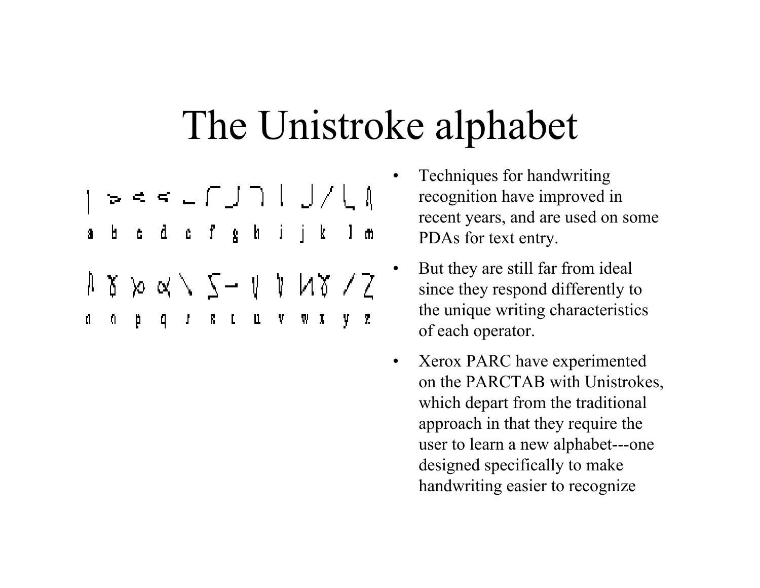# The Unistroke alphabet

- Techniques for handwriting recognition have improved in recent years, and are used on some PDAs for text entry.
- But they are still far from ideal since they respond differently to the unique writing characteristics of each operator.
- Xerox PARC have experimented on the PARCTAB with Unistrokes, which depart from the traditional approach in that they require the user to learn a new alphabet---one designed specifically to make handwriting easier to recognize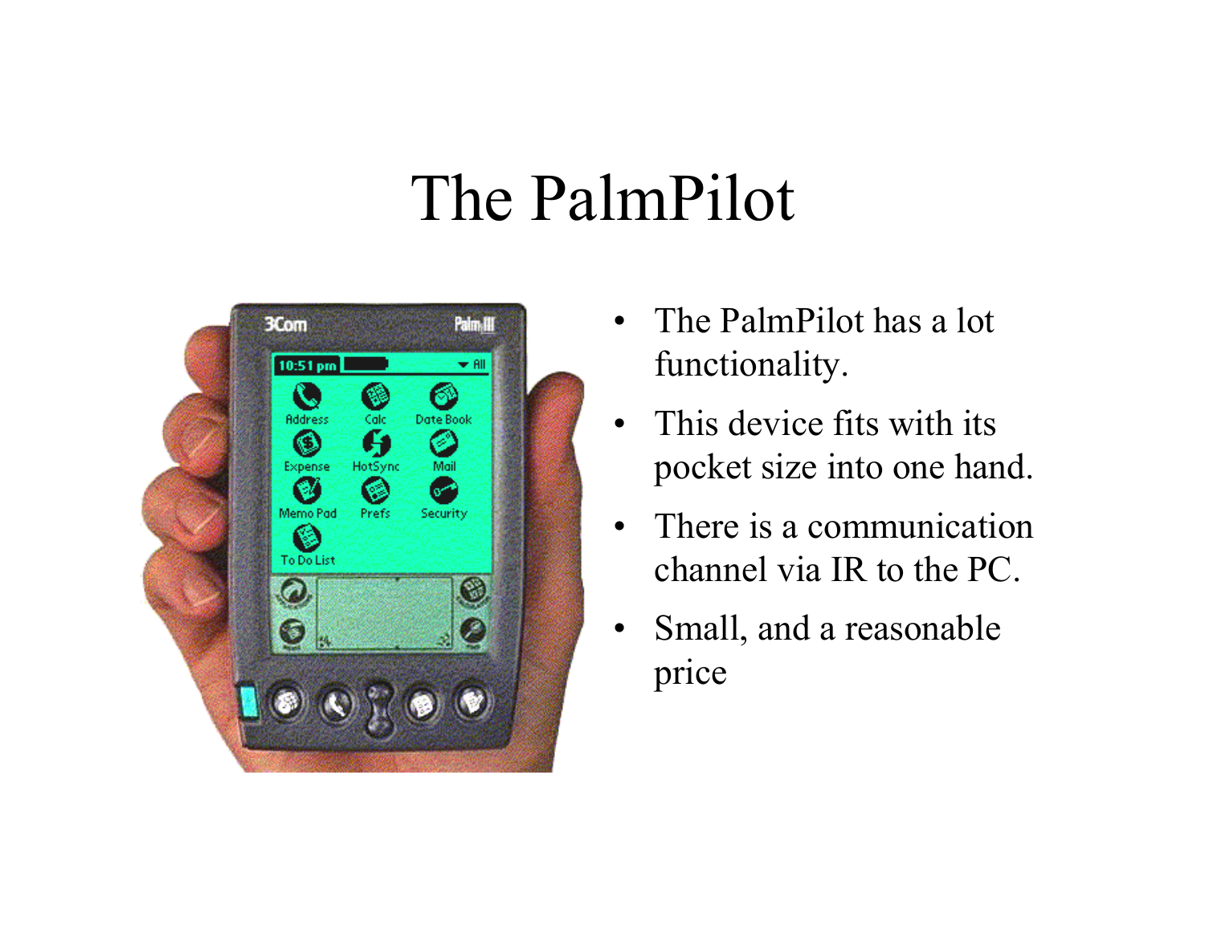# The PalmPilot

- The PalmPilot has a lot functionality.
- This device fits with its pocket size into one hand.
- There is a communication channel via IR to the PC.
- Small, and a reasonable price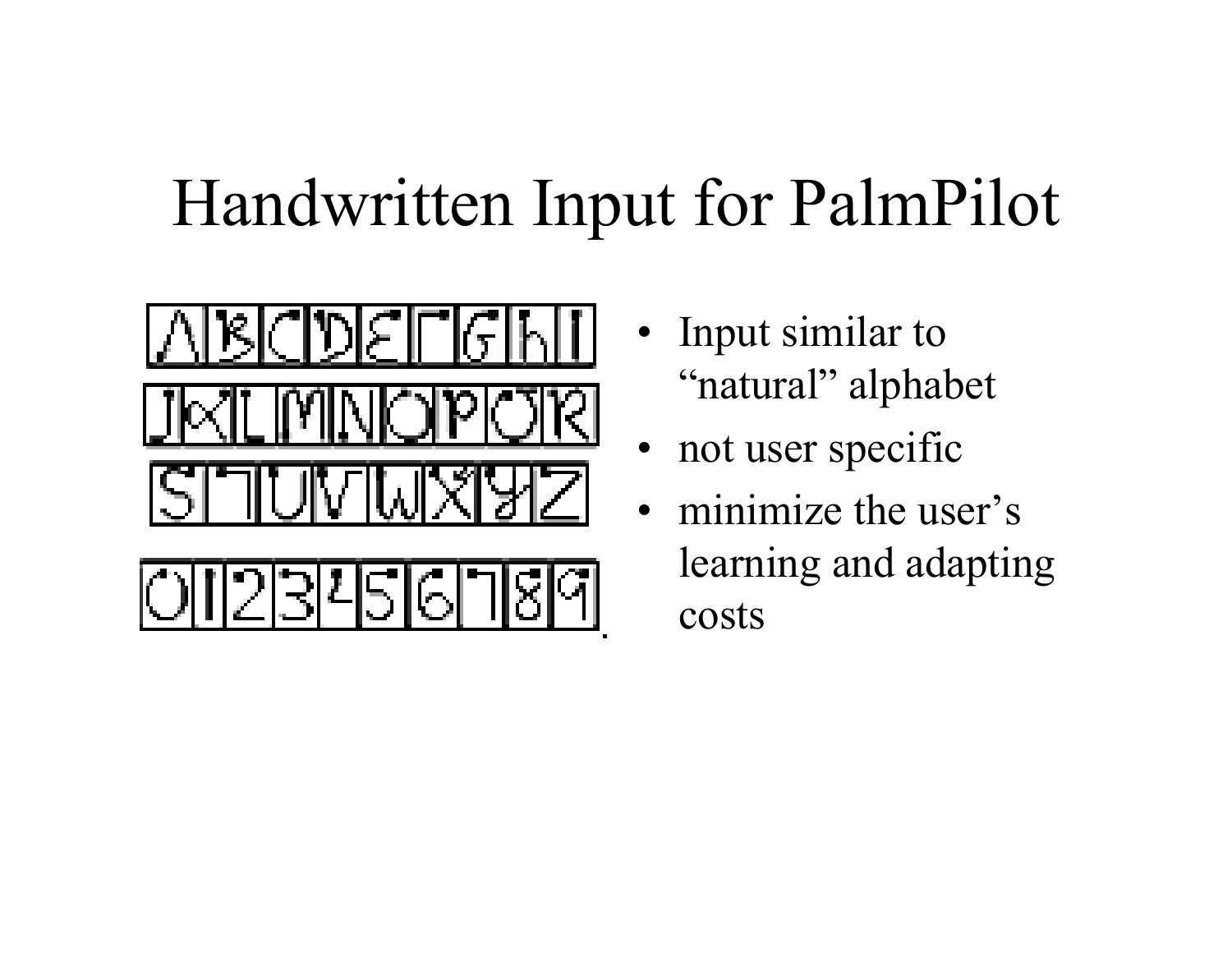# Handwritten Input for PalmPilot

- Input similar to "natural" alphabet
- not user specific
- minimize the user's learning and adapting costs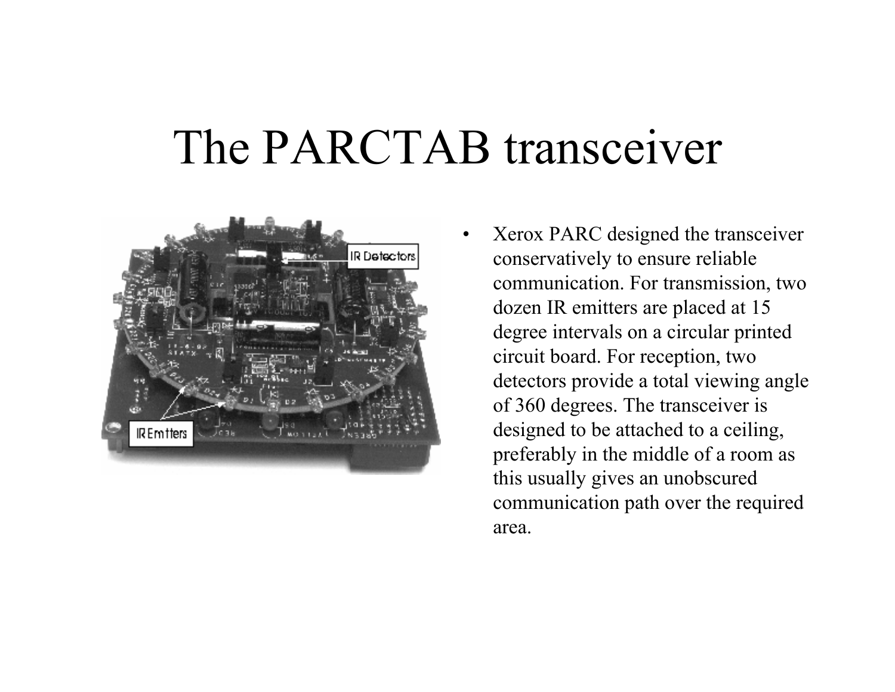# The PARCTAB transceiver

- Xerox PARC designed the transceiver conservatively to ensure reliable communication. For transmission, two dozen IR emitters are placed at 15 degree intervals on a circular printed circuit board. For reception, two detectors provide a total viewing angle of 360 degrees. The transceiver is designed to be attached to a ceiling, preferably in the middle of a room as this usually gives an unobscured communication path over the required area.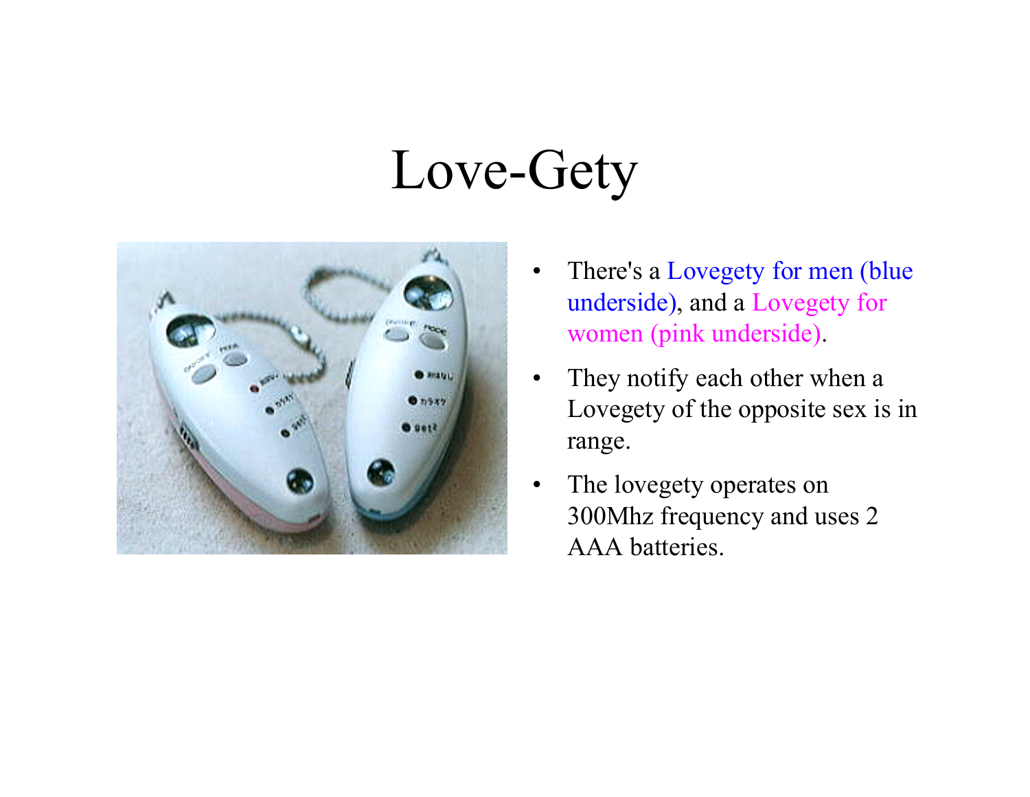# Love-Gety

- There's a Lovegety for men (blue underside), and a Lovegety for women (pink underside).
- They notify each other when a Lovegety of the opposite sex is in range.
- The lovegety operates on 300Mhz frequency and uses 2 AAA batteries.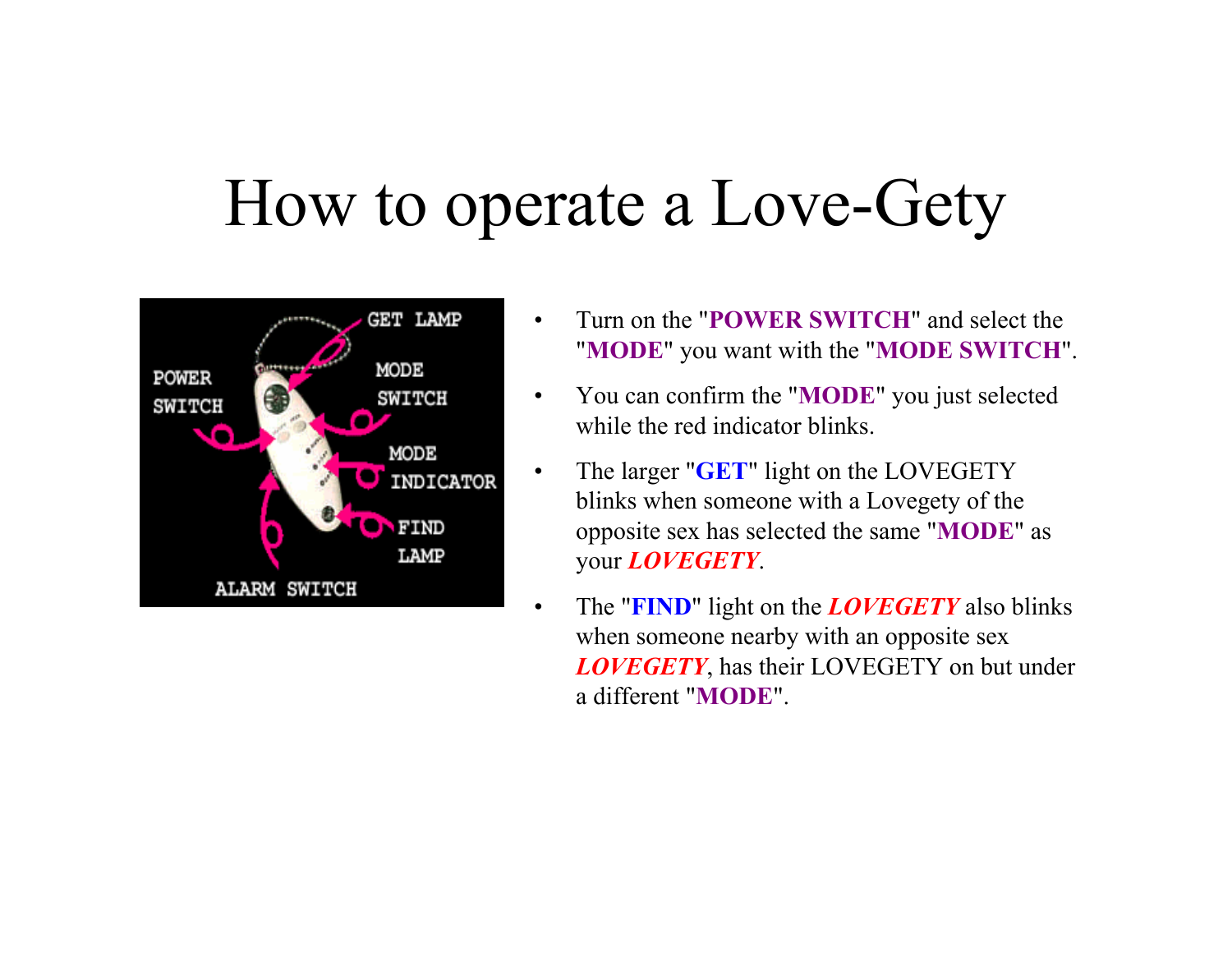# How to operate a Love-Gety

- Turn on the "**POWER SWITCH**" and select the "**MODE**" you want with the "**MODE SWITCH**".
- You can confirm the "**MODE**" you just selected while the red indicator blinks.
- The larger "**GET**" light on the LOVEGETY blinks when someone with a Lovegety of the opposite sex has selected the same "**MODE**" as your ***LOVEGETY***.
- The "**FIND**" light on the ***LOVEGETY*** also blinks when someone nearby with an opposite sex ***LOVEGETY***, has their LOVEGETY on but under a different "**MODE**".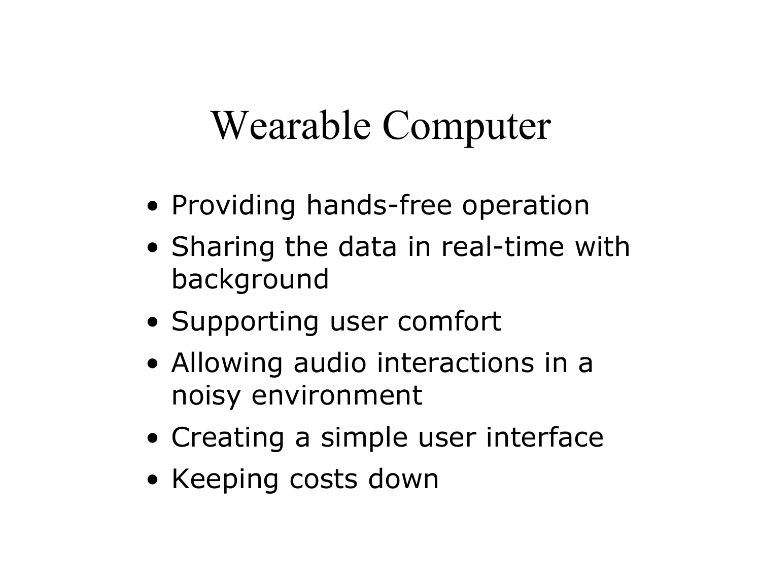# Wearable Computer

- Providing hands-free operation
- Sharing the data in real-time with background
- Supporting user comfort
- Allowing audio interactions in a noisy environment
- Creating a simple user interface
- Keeping costs down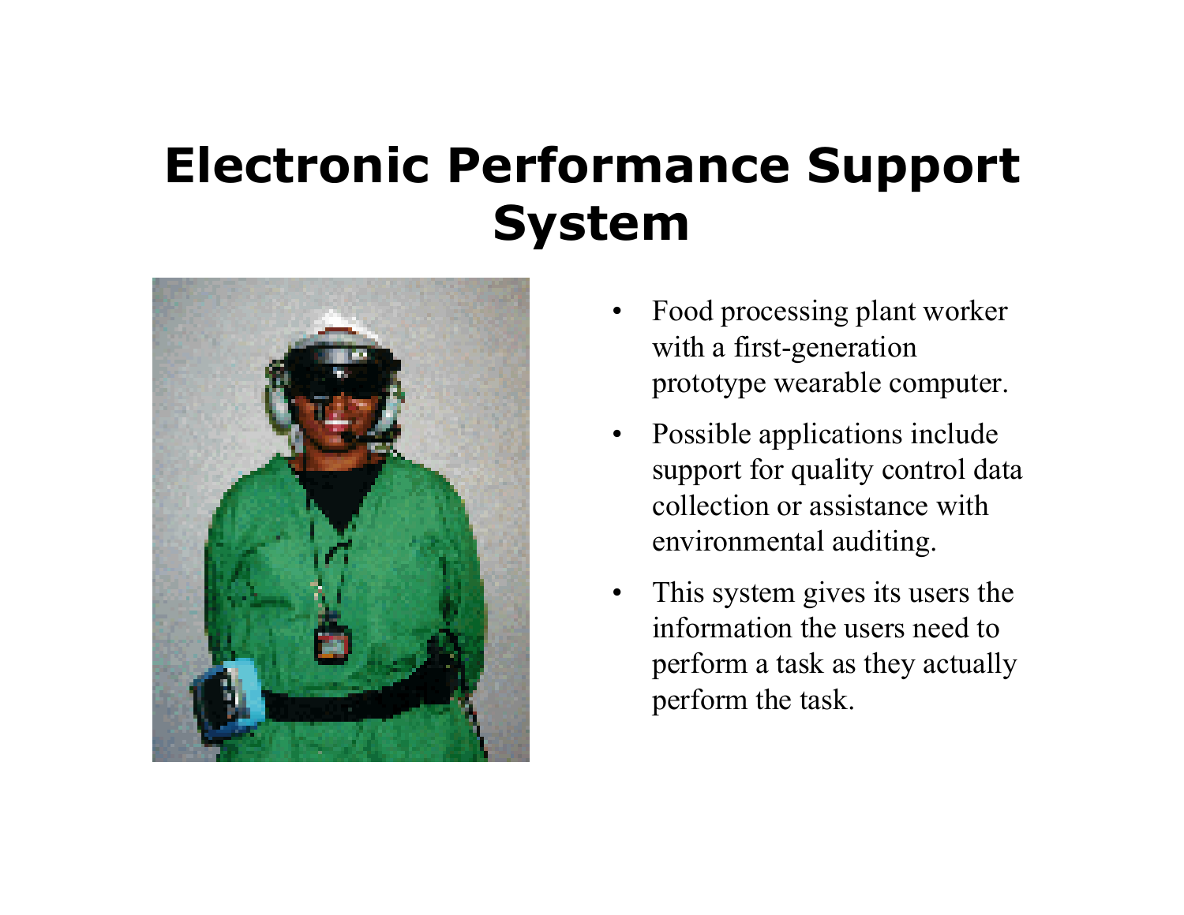# Electronic Performance Support System

- Food processing plant worker with a first-generation prototype wearable computer.
- Possible applications include support for quality control data collection or assistance with environmental auditing.
- This system gives its users the information the users need to perform a task as they actually perform the task.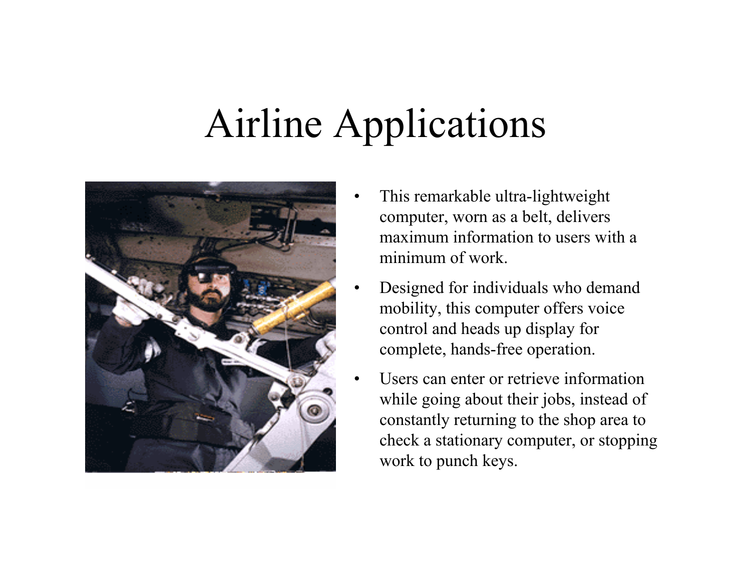# Airline Applications

- This remarkable ultra-lightweight computer, worn as a belt, delivers maximum information to users with a minimum of work.
- Designed for individuals who demand mobility, this computer offers voice control and heads up display for complete, hands-free operation.
- Users can enter or retrieve information while going about their jobs, instead of constantly returning to the shop area to check a stationary computer, or stopping work to punch keys.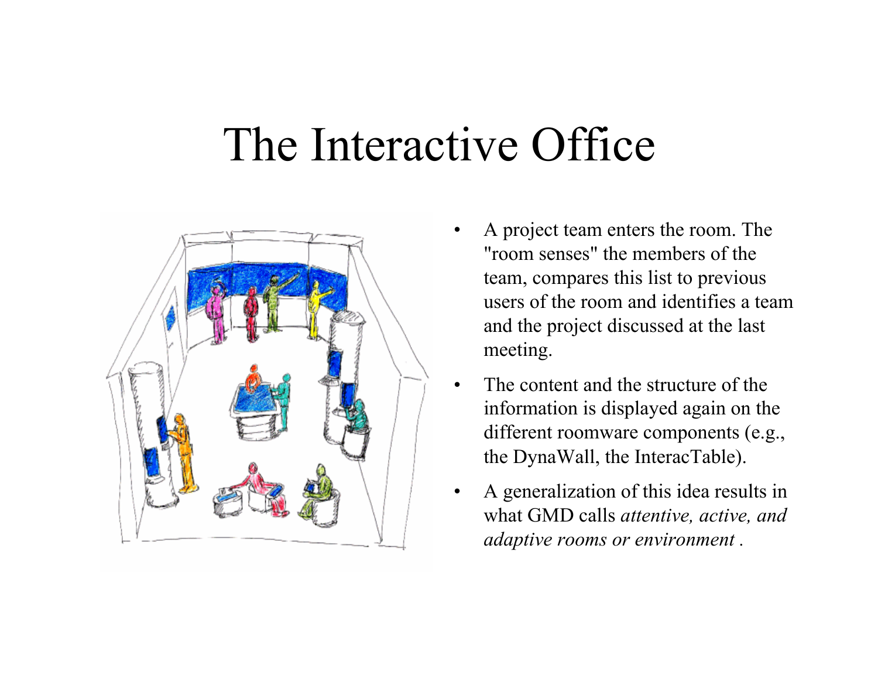# The Interactive Office

- A project team enters the room. The "room senses" the members of the team, compares this list to previous users of the room and identifies a team and the project discussed at the last meeting.
- The content and the structure of the information is displayed again on the different roomware components (e.g., the DynaWall, the InteracTable).
- A generalization of this idea results in what GMD calls *attentive, active, and adaptive rooms or environment* .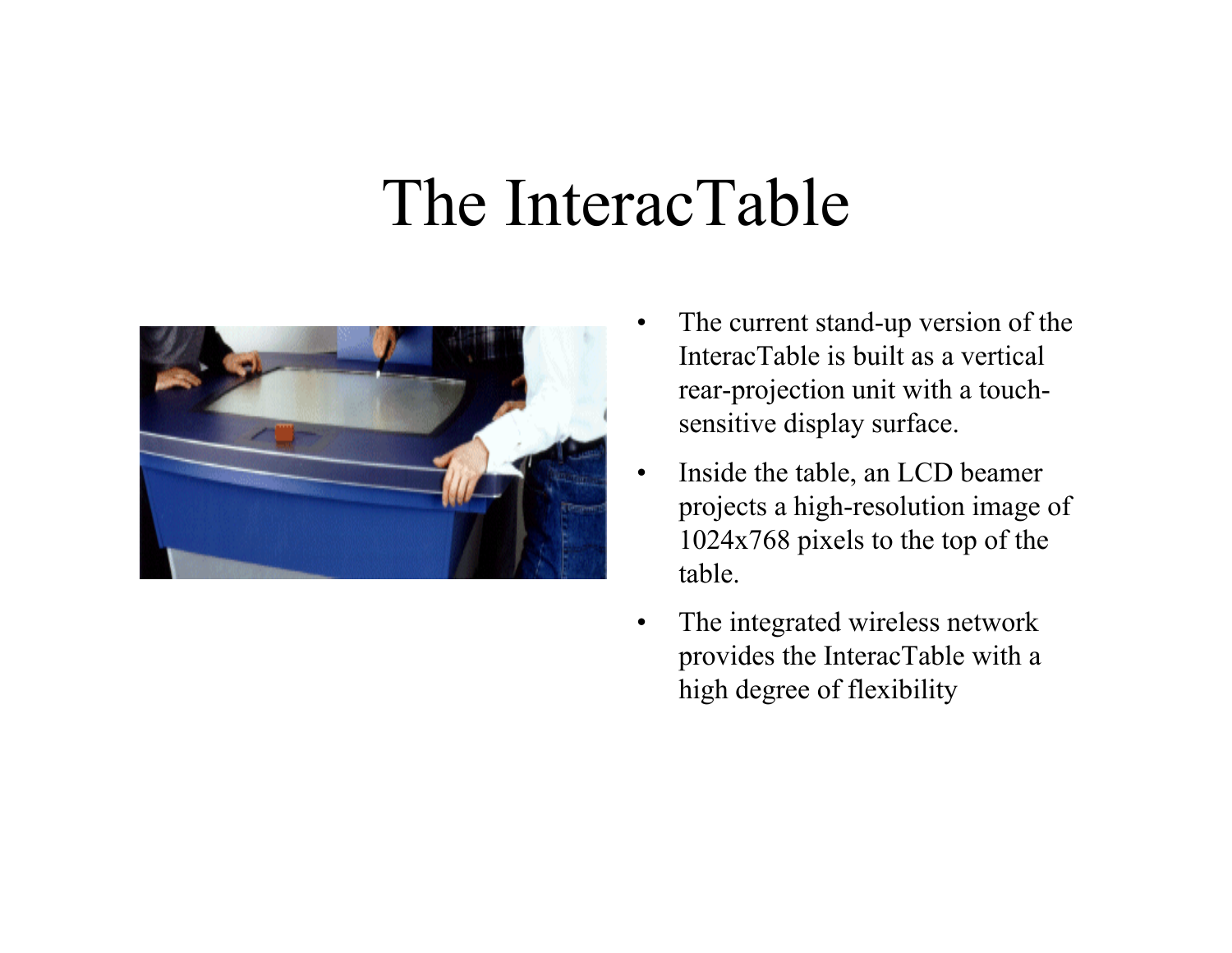# The InteracTable

- The current stand-up version of the InteracTable is built as a vertical rear-projection unit with a touch-sensitive display surface.
- Inside the table, an LCD beamer projects a high-resolution image of 1024x768 pixels to the top of the table.
- The integrated wireless network provides the InteracTable with a high degree of flexibility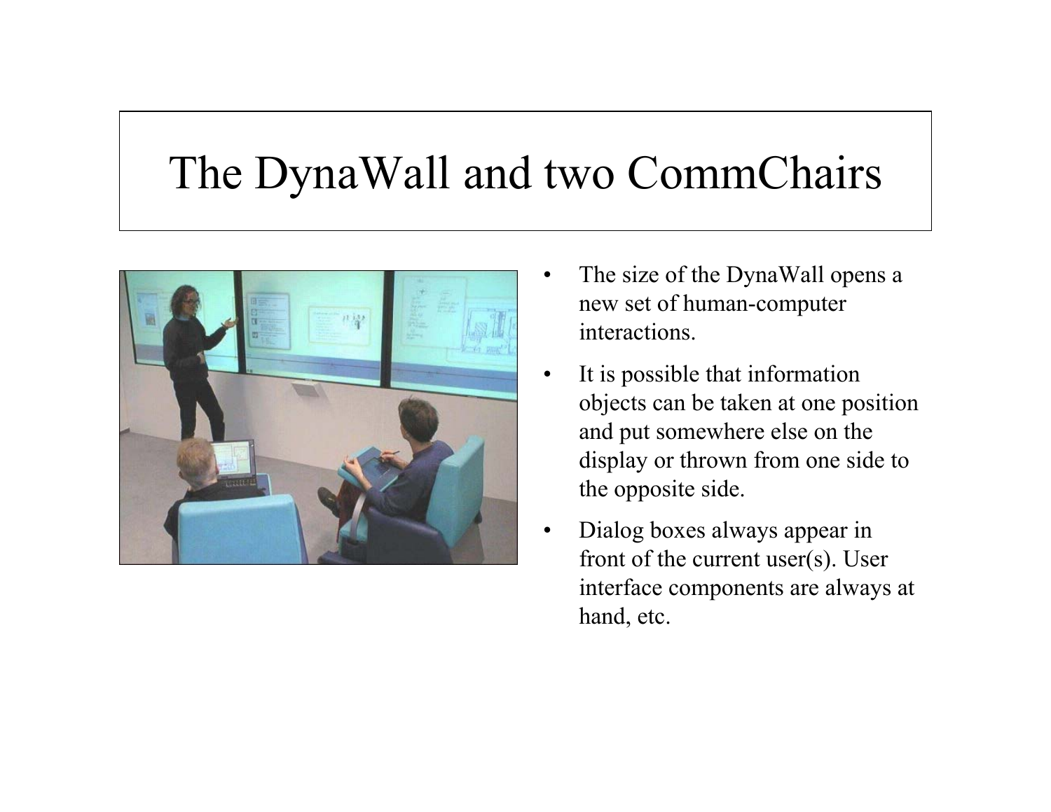# The DynaWall and two CommChairs

- The size of the DynaWall opens a new set of human-computer interactions.
- It is possible that information objects can be taken at one position and put somewhere else on the display or thrown from one side to the opposite side.
- Dialog boxes always appear in front of the current user(s). User interface components are always at hand, etc.